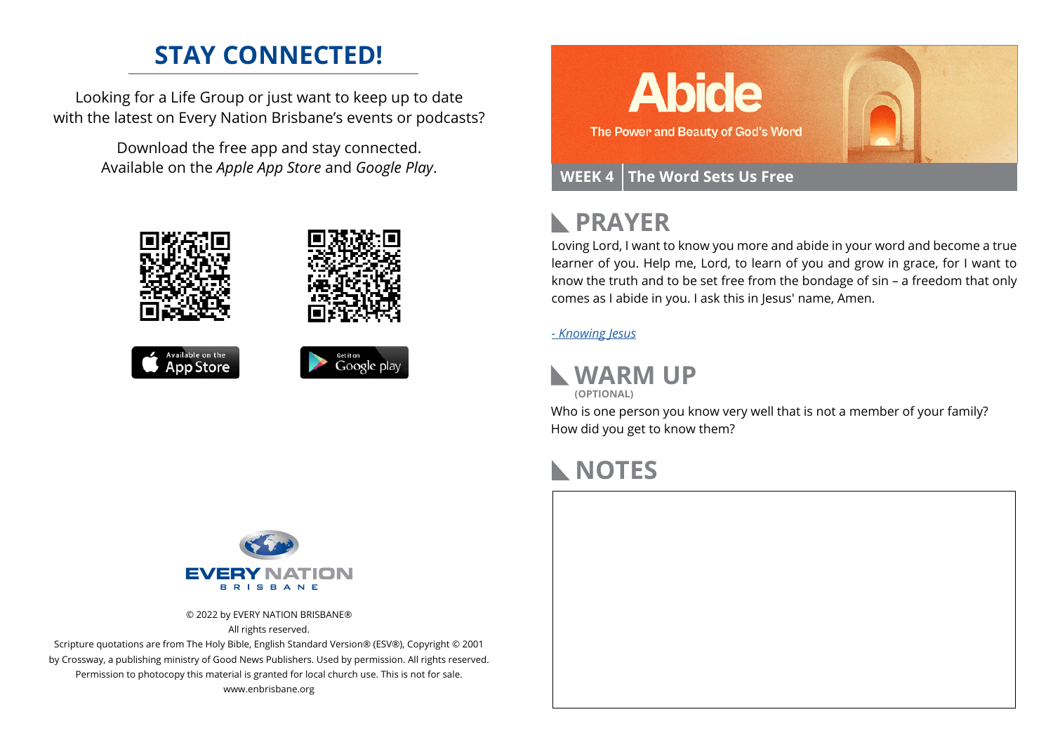## STAY CONNECTED!

Looking for a Life Group or just want to keep up to date with the latest on Every Nation Brisbane's events or podcasts?

Download the free app and stay connected. Available on the *Apple App Store* and *Google Play*.

Available on the App Store

Get it on Google play

EVERY NATION BRISBANE

© 2022 by EVERY NATION BRISBANE®
All rights reserved.
Scripture quotations are from The Holy Bible, English Standard Version® (ESV®), Copyright © 2001 by Crossway, a publishing ministry of Good News Publishers. Used by permission. All rights reserved.
Permission to photocopy this material is granted for local church use. This is not for sale.
www.enbrisbane.org

# Abide

The Power and Beauty of God's Word

**WEEK 4** | **The Word Sets Us Free**

## PRAYER

Loving Lord, I want to know you more and abide in your word and become a true learner of you. Help me, Lord, to learn of you and grow in grace, for I want to know the truth and to be set free from the bondage of sin – a freedom that only comes as I abide in you. I ask this in Jesus' name, Amen.

*- Knowing Jesus*

## WARM UP

**(OPTIONAL)**

Who is one person you know very well that is not a member of your family? How did you get to know them?

## NOTES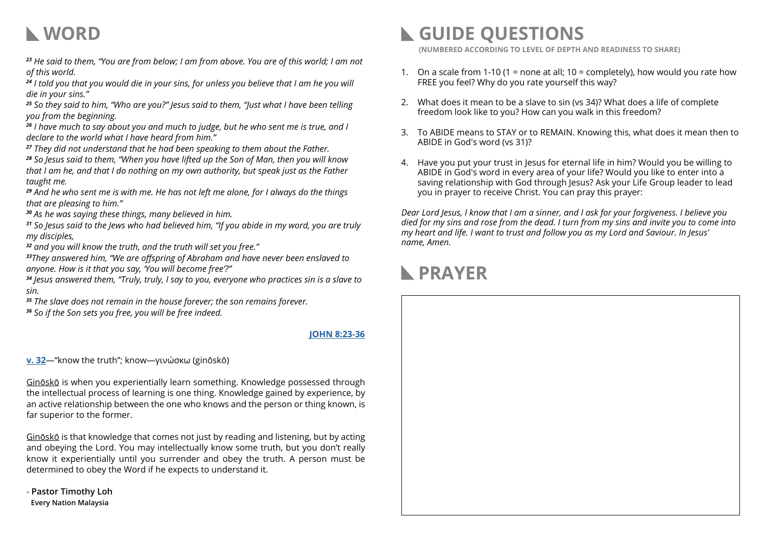# WORD

*[23] He said to them, "You are from below; I am from above. You are of this world; I am not of this world.*
*[24] I told you that you would die in your sins, for unless you believe that I am he you will die in your sins."*
*[25] So they said to him, "Who are you?" Jesus said to them, "Just what I have been telling you from the beginning.*
*[26] I have much to say about you and much to judge, but he who sent me is true, and I declare to the world what I have heard from him."*
*[27] They did not understand that he had been speaking to them about the Father.*
*[28] So Jesus said to them, "When you have lifted up the Son of Man, then you will know that I am he, and that I do nothing on my own authority, but speak just as the Father taught me.*
*[29] And he who sent me is with me. He has not left me alone, for I always do the things that are pleasing to him."*
*[30] As he was saying these things, many believed in him.*
*[31] So Jesus said to the Jews who had believed him, "If you abide in my word, you are truly my disciples,*
*[32] and you will know the truth, and the truth will set you free."*
*[33] They answered him, "We are offspring of Abraham and have never been enslaved to anyone. How is it that you say, 'You will become free'?"*
*[34] Jesus answered them, "Truly, truly, I say to you, everyone who practices sin is a slave to sin.*
*[35] The slave does not remain in the house forever; the son remains forever.*
*[36] So if the Son sets you free, you will be free indeed.*

**JOHN 8:23-36**

**v. 32**—"know the truth"; know—γινώσκω (ginōskō)

Ginōskō is when you experientially learn something. Knowledge possessed through the intellectual process of learning is one thing. Knowledge gained by experience, by an active relationship between the one who knows and the person or thing known, is far superior to the former.

Ginōskō is that knowledge that comes not just by reading and listening, but by acting and obeying the Lord. You may intellectually know some truth, but you don't really know it experientially until you surrender and obey the truth. A person must be determined to obey the Word if he expects to understand it.

- **Pastor Timothy Loh**
**Every Nation Malaysia**

# GUIDE QUESTIONS

**(NUMBERED ACCORDING TO LEVEL OF DEPTH AND READINESS TO SHARE)**

1. On a scale from 1-10 (1 = none at all; 10 = completely), how would you rate how FREE you feel? Why do you rate yourself this way?

2. What does it mean to be a slave to sin (vs 34)? What does a life of complete freedom look like to you? How can you walk in this freedom?

3. To ABIDE means to STAY or to REMAIN. Knowing this, what does it mean then to ABIDE in God's word (vs 31)?

4. Have you put your trust in Jesus for eternal life in him? Would you be willing to ABIDE in God's word in every area of your life? Would you like to enter into a saving relationship with God through Jesus? Ask your Life Group leader to lead you in prayer to receive Christ. You can pray this prayer:

*Dear Lord Jesus, I know that I am a sinner, and I ask for your forgiveness. I believe you died for my sins and rose from the dead. I turn from my sins and invite you to come into my heart and life. I want to trust and follow you as my Lord and Saviour. In Jesus' name, Amen.*

# PRAYER